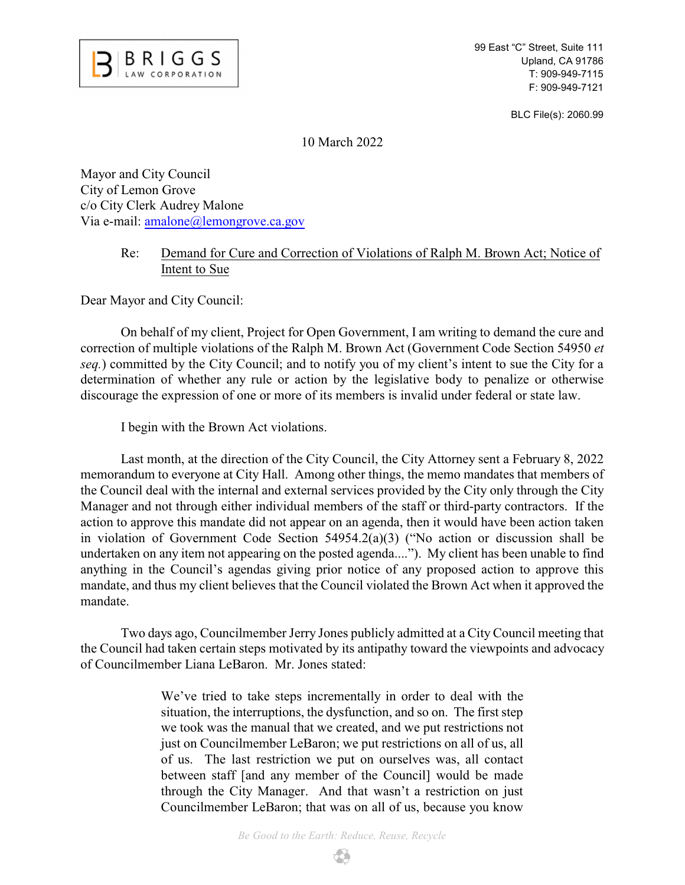BRIGGS LAW CORPORATION

99 East "C" Street, Suite 111
Upland, CA 91786
T: 909-949-7115
F: 909-949-7121

BLC File(s): 2060.99

10 March 2022

Mayor and City Council
City of Lemon Grove
c/o City Clerk Audrey Malone
Via e-mail: amalone@lemongrove.ca.gov

Re: Demand for Cure and Correction of Violations of Ralph M. Brown Act; Notice of Intent to Sue

Dear Mayor and City Council:

On behalf of my client, Project for Open Government, I am writing to demand the cure and correction of multiple violations of the Ralph M. Brown Act (Government Code Section 54950 *et seq.*) committed by the City Council; and to notify you of my client's intent to sue the City for a determination of whether any rule or action by the legislative body to penalize or otherwise discourage the expression of one or more of its members is invalid under federal or state law.

I begin with the Brown Act violations.

Last month, at the direction of the City Council, the City Attorney sent a February 8, 2022 memorandum to everyone at City Hall. Among other things, the memo mandates that members of the Council deal with the internal and external services provided by the City only through the City Manager and not through either individual members of the staff or third-party contractors. If the action to approve this mandate did not appear on an agenda, then it would have been action taken in violation of Government Code Section 54954.2(a)(3) ("No action or discussion shall be undertaken on any item not appearing on the posted agenda...."). My client has been unable to find anything in the Council's agendas giving prior notice of any proposed action to approve this mandate, and thus my client believes that the Council violated the Brown Act when it approved the mandate.

Two days ago, Councilmember Jerry Jones publicly admitted at a City Council meeting that the Council had taken certain steps motivated by its antipathy toward the viewpoints and advocacy of Councilmember Liana LeBaron. Mr. Jones stated:

> We've tried to take steps incrementally in order to deal with the situation, the interruptions, the dysfunction, and so on. The first step we took was the manual that we created, and we put restrictions not just on Councilmember LeBaron; we put restrictions on all of us, all of us. The last restriction we put on ourselves was, all contact between staff [and any member of the Council] would be made through the City Manager. And that wasn't a restriction on just Councilmember LeBaron; that was on all of us, because you know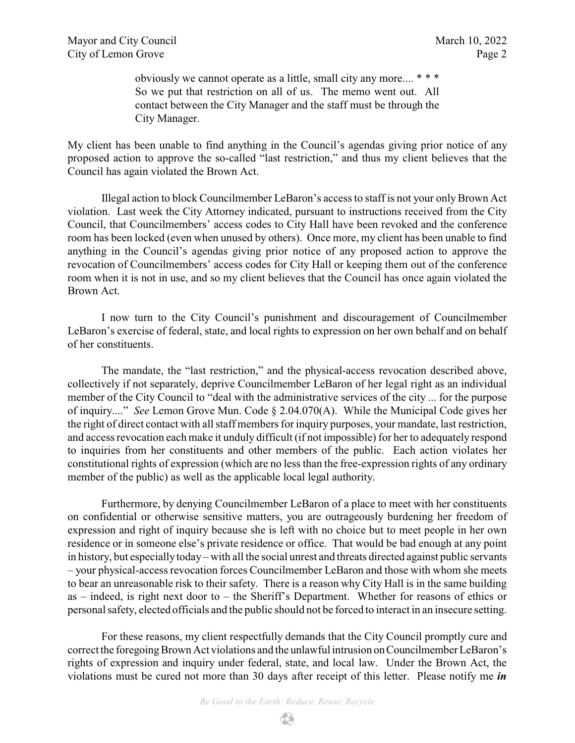> obviously we cannot operate as a little, small city any more.... * * * So we put that restriction on all of us. The memo went out. All contact between the City Manager and the staff must be through the City Manager.

My client has been unable to find anything in the Council's agendas giving prior notice of any proposed action to approve the so-called "last restriction," and thus my client believes that the Council has again violated the Brown Act.

Illegal action to block Councilmember LeBaron's access to staff is not your only Brown Act violation. Last week the City Attorney indicated, pursuant to instructions received from the City Council, that Councilmembers' access codes to City Hall have been revoked and the conference room has been locked (even when unused by others). Once more, my client has been unable to find anything in the Council's agendas giving prior notice of any proposed action to approve the revocation of Councilmembers' access codes for City Hall or keeping them out of the conference room when it is not in use, and so my client believes that the Council has once again violated the Brown Act.

I now turn to the City Council's punishment and discouragement of Councilmember LeBaron's exercise of federal, state, and local rights to expression on her own behalf and on behalf of her constituents.

The mandate, the "last restriction," and the physical-access revocation described above, collectively if not separately, deprive Councilmember LeBaron of her legal right as an individual member of the City Council to "deal with the administrative services of the city ... for the purpose of inquiry...." *See* Lemon Grove Mun. Code § 2.04.070(A). While the Municipal Code gives her the right of direct contact with all staff members for inquiry purposes, your mandate, last restriction, and access revocation each make it unduly difficult (if not impossible) for her to adequately respond to inquiries from her constituents and other members of the public. Each action violates her constitutional rights of expression (which are no less than the free-expression rights of any ordinary member of the public) as well as the applicable local legal authority.

Furthermore, by denying Councilmember LeBaron of a place to meet with her constituents on confidential or otherwise sensitive matters, you are outrageously burdening her freedom of expression and right of inquiry because she is left with no choice but to meet people in her own residence or in someone else's private residence or office. That would be bad enough at any point in history, but especially today – with all the social unrest and threats directed against public servants – your physical-access revocation forces Councilmember LeBaron and those with whom she meets to bear an unreasonable risk to their safety. There is a reason why City Hall is in the same building as – indeed, is right next door to – the Sheriff's Department. Whether for reasons of ethics or personal safety, elected officials and the public should not be forced to interact in an insecure setting.

For these reasons, my client respectfully demands that the City Council promptly cure and correct the foregoing Brown Act violations and the unlawful intrusion on Councilmember LeBaron's rights of expression and inquiry under federal, state, and local law. Under the Brown Act, the violations must be cured not more than 30 days after receipt of this letter. Please notify me ***in***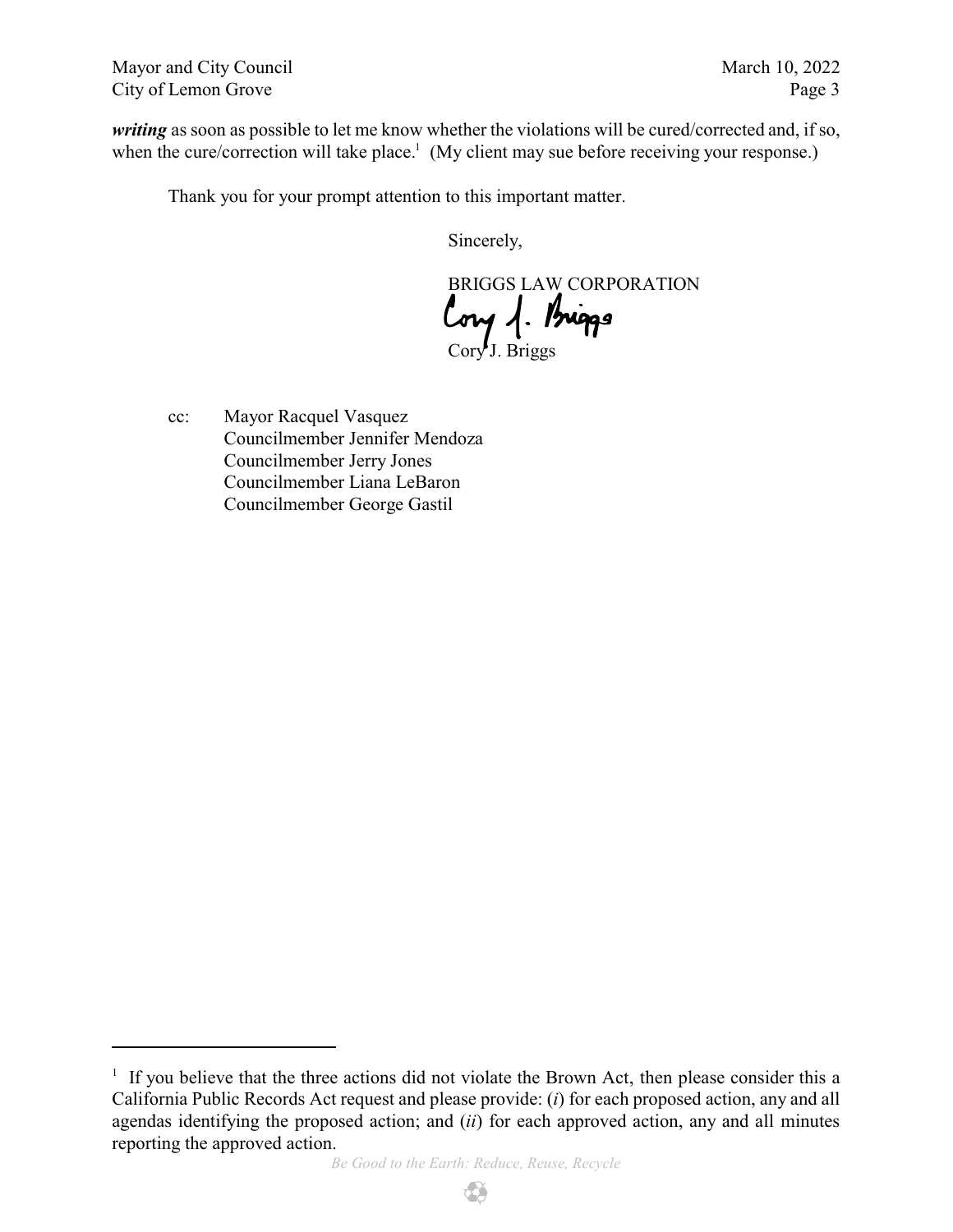***writing*** as soon as possible to let me know whether the violations will be cured/corrected and, if so, when the cure/correction will take place.[1] (My client may sue before receiving your response.)

Thank you for your prompt attention to this important matter.

Sincerely,

BRIGGS LAW CORPORATION

Cory J. Briggs

cc: Mayor Racquel Vasquez
Councilmember Jennifer Mendoza
Councilmember Jerry Jones
Councilmember Liana LeBaron
Councilmember George Gastil

---

[1] If you believe that the three actions did not violate the Brown Act, then please consider this a California Public Records Act request and please provide: (*i*) for each proposed action, any and all agendas identifying the proposed action; and (*ii*) for each approved action, any and all minutes reporting the approved action.